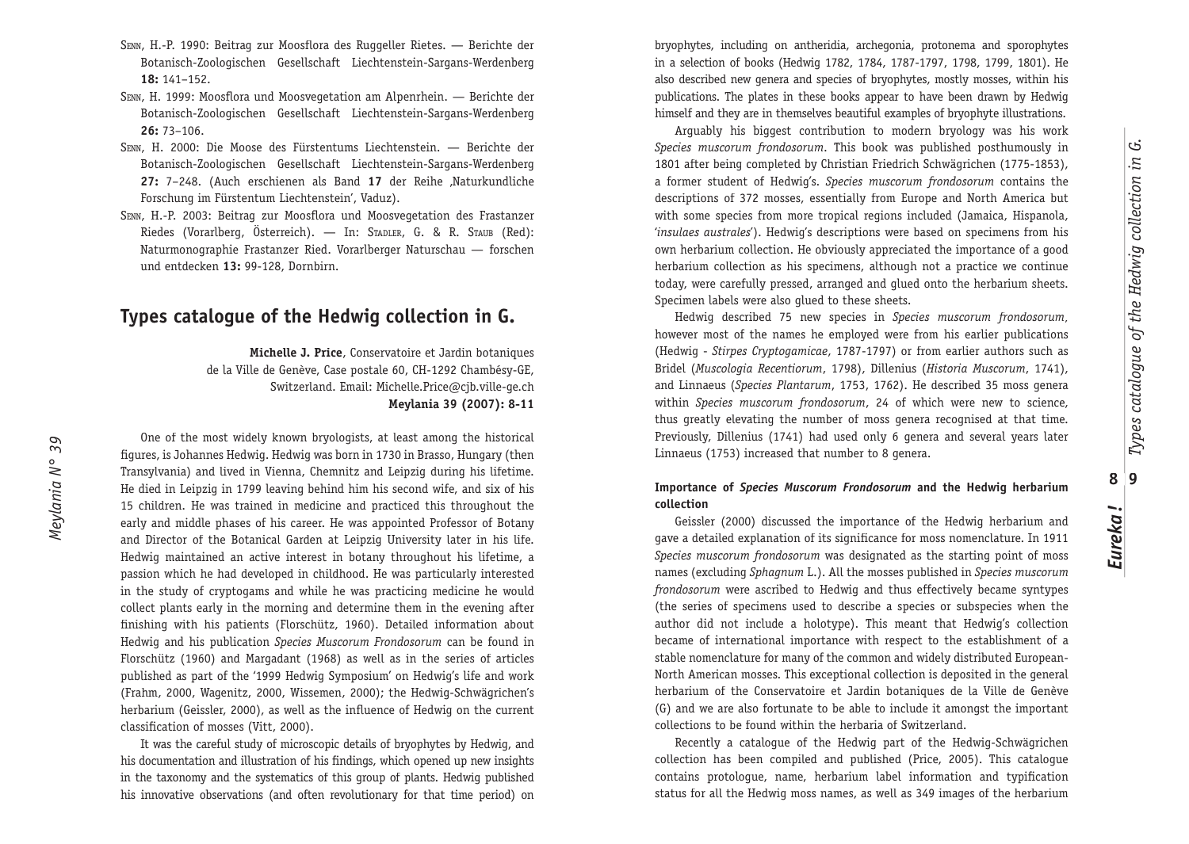SENN, H.-P. 1990: Beitrag zur Moosflora des Ruggeller Rietes. — Berichte der Botanisch-Zoologischen Gesellschaft Liechtenstein-Sargans-Werdenberg **18:** 141–152.

SENN, H. 1999: Moosflora und Moosvegetation am Alpenrhein. — Berichte der Botanisch-Zoologischen Gesellschaft Liechtenstein-Sargans-Werdenberg **26:** 73–106.

SENN, H. 2000: Die Moose des Fürstentums Liechtenstein. — Berichte der Botanisch-Zoologischen Gesellschaft Liechtenstein-Sargans-Werdenberg **27:** 7–248. (Auch erschienen als Band **17** der Reihe ‚Naturkundliche Forschung im Fürstentum Liechtenstein', Vaduz).

SENN, H.-P. 2003: Beitrag zur Moosflora und Moosvegetation des Frastanzer Riedes (Vorarlberg, Österreich). — In: STADLER, G. & R. STAUB (Red): Naturmonographie Frastanzer Ried. Vorarlberger Naturschau — forschen und entdecken **13:** 99-128, Dornbirn.

## Types catalogue of the Hedwig collection in G.

**Michelle J. Price**, Conservatoire et Jardin botaniques de la Ville de Genève, Case postale 60, CH-1292 Chambésy-GE, Switzerland. Email: Michelle.Price@cjb.ville-ge.ch
**Meylania 39 (2007): 8-11**

One of the most widely known bryologists, at least among the historical figures, is Johannes Hedwig. Hedwig was born in 1730 in Brasso, Hungary (then Transylvania) and lived in Vienna, Chemnitz and Leipzig during his lifetime. He died in Leipzig in 1799 leaving behind him his second wife, and six of his 15 children. He was trained in medicine and practiced this throughout the early and middle phases of his career. He was appointed Professor of Botany and Director of the Botanical Garden at Leipzig University later in his life. Hedwig maintained an active interest in botany throughout his lifetime, a passion which he had developed in childhood. He was particularly interested in the study of cryptogams and while he was practicing medicine he would collect plants early in the morning and determine them in the evening after finishing with his patients (Florschütz, 1960). Detailed information about Hedwig and his publication *Species Muscorum Frondosorum* can be found in Florschütz (1960) and Margadant (1968) as well as in the series of articles published as part of the '1999 Hedwig Symposium' on Hedwig's life and work (Frahm, 2000, Wagenitz, 2000, Wissemen, 2000); the Hedwig-Schwägrichen's herbarium (Geissler, 2000), as well as the influence of Hedwig on the current classification of mosses (Vitt, 2000).

It was the careful study of microscopic details of bryophytes by Hedwig, and his documentation and illustration of his findings, which opened up new insights in the taxonomy and the systematics of this group of plants. Hedwig published his innovative observations (and often revolutionary for that time period) on bryophytes, including on antheridia, archegonia, protonema and sporophytes in a selection of books (Hedwig 1782, 1784, 1787-1797, 1798, 1799, 1801). He also described new genera and species of bryophytes, mostly mosses, within his publications. The plates in these books appear to have been drawn by Hedwig himself and they are in themselves beautiful examples of bryophyte illustrations.

Arguably his biggest contribution to modern bryology was his work *Species muscorum frondosorum*. This book was published posthumously in 1801 after being completed by Christian Friedrich Schwägrichen (1775-1853), a former student of Hedwig's. *Species muscorum frondosorum* contains the descriptions of 372 mosses, essentially from Europe and North America but with some species from more tropical regions included (Jamaica, Hispanola, '*insulae australes*'). Hedwig's descriptions were based on specimens from his own herbarium collection. He obviously appreciated the importance of a good herbarium collection as his specimens, although not a practice we continue today, were carefully pressed, arranged and glued onto the herbarium sheets. Specimen labels were also glued to these sheets.

Hedwig described 75 new species in *Species muscorum frondosorum*, however most of the names he employed were from his earlier publications (Hedwig - *Stirpes Cryptogamicae*, 1787-1797) or from earlier authors such as Bridel (*Muscologia Recentiorum*, 1798), Dillenius (*Historia Muscorum*, 1741), and Linnaeus (*Species Plantarum*, 1753, 1762). He described 35 moss genera within *Species muscorum frondosorum*, 24 of which were new to science, thus greatly elevating the number of moss genera recognised at that time. Previously, Dillenius (1741) had used only 6 genera and several years later Linnaeus (1753) increased that number to 8 genera.

### Importance of *Species Muscorum Frondosorum* and the Hedwig herbarium collection

Geissler (2000) discussed the importance of the Hedwig herbarium and gave a detailed explanation of its significance for moss nomenclature. In 1911 *Species muscorum frondosorum* was designated as the starting point of moss names (excluding *Sphagnum* L.). All the mosses published in *Species muscorum frondosorum* were ascribed to Hedwig and thus effectively became syntypes (the series of specimens used to describe a species or subspecies when the author did not include a holotype). This meant that Hedwig's collection became of international importance with respect to the establishment of a stable nomenclature for many of the common and widely distributed European-North American mosses. This exceptional collection is deposited in the general herbarium of the Conservatoire et Jardin botaniques de la Ville de Genève (G) and we are also fortunate to be able to include it amongst the important collections to be found within the herbaria of Switzerland.

Recently a catalogue of the Hedwig part of the Hedwig-Schwägrichen collection has been compiled and published (Price, 2005). This catalogue contains protologue, name, herbarium label information and typification status for all the Hedwig moss names, as well as 349 images of the herbarium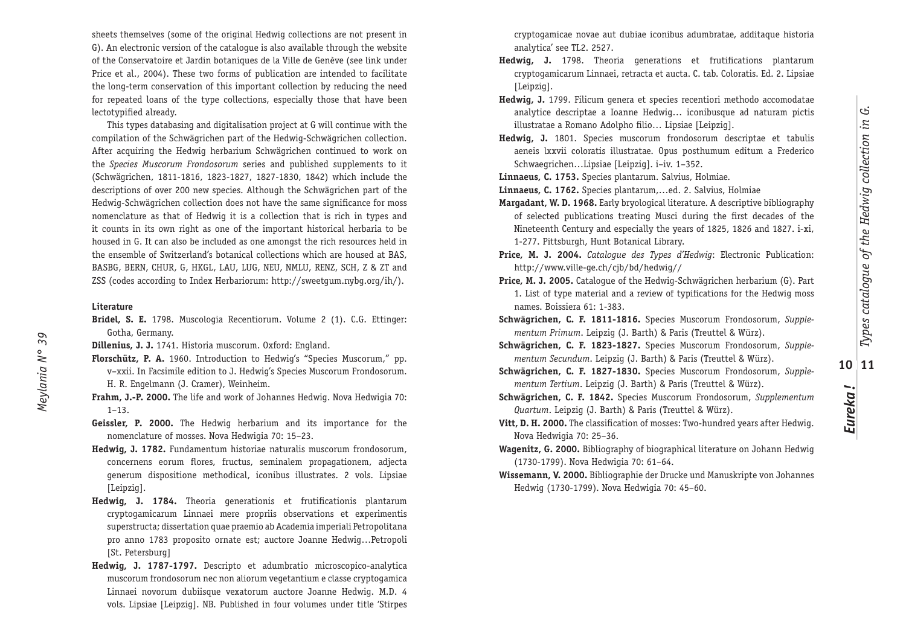sheets themselves (some of the original Hedwig collections are not present in G). An electronic version of the catalogue is also available through the website of the Conservatoire et Jardin botaniques de la Ville de Genève (see link under Price et al., 2004). These two forms of publication are intended to facilitate the long-term conservation of this important collection by reducing the need for repeated loans of the type collections, especially those that have been lectotypified already.

This types databasing and digitalisation project at G will continue with the compilation of the Schwägrichen part of the Hedwig-Schwägrichen collection. After acquiring the Hedwig herbarium Schwägrichen continued to work on the *Species Muscorum Frondosorum* series and published supplements to it (Schwägrichen, 1811-1816, 1823-1827, 1827-1830, 1842) which include the descriptions of over 200 new species. Although the Schwägrichen part of the Hedwig-Schwägrichen collection does not have the same significance for moss nomenclature as that of Hedwig it is a collection that is rich in types and it counts in its own right as one of the important historical herbaria to be housed in G. It can also be included as one amongst the rich resources held in the ensemble of Switzerland's botanical collections which are housed at BAS, BASBG, BERN, CHUR, G, HKGL, LAU, LUG, NEU, NMLU, RENZ, SCH, Z & ZT and ZSS (codes according to Index Herbariorum: http://sweetgum.nybg.org/ih/).

## Literature

**Bridel, S. E.** 1798. Muscologia Recentiorum. Volume 2 (1). C.G. Ettinger: Gotha, Germany.

**Dillenius, J. J.** 1741. Historia muscorum. Oxford: England.

**Florschütz, P. A.** 1960. Introduction to Hedwig's "Species Muscorum," pp. v–xxii. In Facsimile edition to J. Hedwig's Species Muscorum Frondosorum. H. R. Engelmann (J. Cramer), Weinheim.

**Frahm, J.-P. 2000.** The life and work of Johannes Hedwig. Nova Hedwigia 70: 1–13.

**Geissler, P. 2000.** The Hedwig herbarium and its importance for the nomenclature of mosses. Nova Hedwigia 70: 15–23.

**Hedwig, J. 1782.** Fundamentum historiae naturalis muscorum frondosorum, concernens eorum flores, fructus, seminalem propagationem, adjecta generum dispositione methodical, iconibus illustrates. 2 vols. Lipsiae [Leipzig].

**Hedwig, J. 1784.** Theoria generationis et frutificationis plantarum cryptogamicarum Linnaei mere propriis observations et experimentis superstructa; dissertation quae praemio ab Academia imperiali Petropolitana pro anno 1783 proposito ornate est; auctore Joanne Hedwig…Petropoli [St. Petersburg]

**Hedwig, J. 1787-1797.** Descripto et adumbratio microscopico-analytica muscorum frondosorum nec non aliorum vegetantium e classe cryptogamica Linnaei novorum dubiisque vexatorum auctore Joanne Hedwig. M.D. 4 vols. Lipsiae [Leipzig]. NB. Published in four volumes under title 'Stirpes cryptogamicae novae aut dubiae iconibus adumbratae, additaque historia analytica' see TL2. 2527.

**Hedwig, J.** 1798. Theoria generations et frutifications plantarum cryptogamicarum Linnaei, retracta et aucta. C. tab. Coloratis. Ed. 2. Lipsiae [Leipzig].

**Hedwig, J.** 1799. Filicum genera et species recentiori methodo accomodatae analytice descriptae a Ioanne Hedwig… iconibusque ad naturam pictis illustratae a Romano Adolpho filio… Lipsiae [Leipzig].

**Hedwig, J.** 1801. Species muscorum frondosorum descriptae et tabulis aeneis lxxvii coloratis illustratae. Opus posthumum editum a Frederico Schwaegrichen…Lipsiae [Leipzig]. i–iv. 1–352.

**Linnaeus, C. 1753.** Species plantarum. Salvius, Holmiae.

**Linnaeus, C. 1762.** Species plantarum,…ed. 2. Salvius, Holmiae

**Margadant, W. D. 1968.** Early bryological literature. A descriptive bibliography of selected publications treating Musci during the first decades of the Nineteenth Century and especially the years of 1825, 1826 and 1827. i-xi, 1-277. Pittsburgh, Hunt Botanical Library.

**Price, M. J. 2004.** *Catalogue des Types d'Hedwig*: Electronic Publication: http://www.ville-ge.ch/cjb/bd/hedwig//

**Price, M. J. 2005.** Catalogue of the Hedwig-Schwägrichen herbarium (G). Part 1. List of type material and a review of typifications for the Hedwig moss names. Boissiera 61: 1-383.

**Schwägrichen, C. F. 1811-1816.** Species Muscorum Frondosorum, *Supplementum Primum*. Leipzig (J. Barth) & Paris (Treuttel & Würz).

**Schwägrichen, C. F. 1823-1827.** Species Muscorum Frondosorum, *Supplementum Secundum*. Leipzig (J. Barth) & Paris (Treuttel & Würz).

**Schwägrichen, C. F. 1827-1830.** Species Muscorum Frondosorum, *Supplementum Tertium*. Leipzig (J. Barth) & Paris (Treuttel & Würz).

**Schwägrichen, C. F. 1842.** Species Muscorum Frondosorum, *Supplementum Quartum*. Leipzig (J. Barth) & Paris (Treuttel & Würz).

**Vitt, D. H. 2000.** The classification of mosses: Two-hundred years after Hedwig. Nova Hedwigia 70: 25–36.

**Wagenitz, G. 2000.** Bibliography of biographical literature on Johann Hedwig (1730-1799). Nova Hedwigia 70: 61–64.

**Wissemann, V. 2000.** Bibliographie der Drucke und Manuskripte von Johannes Hedwig (1730-1799). Nova Hedwigia 70: 45–60.